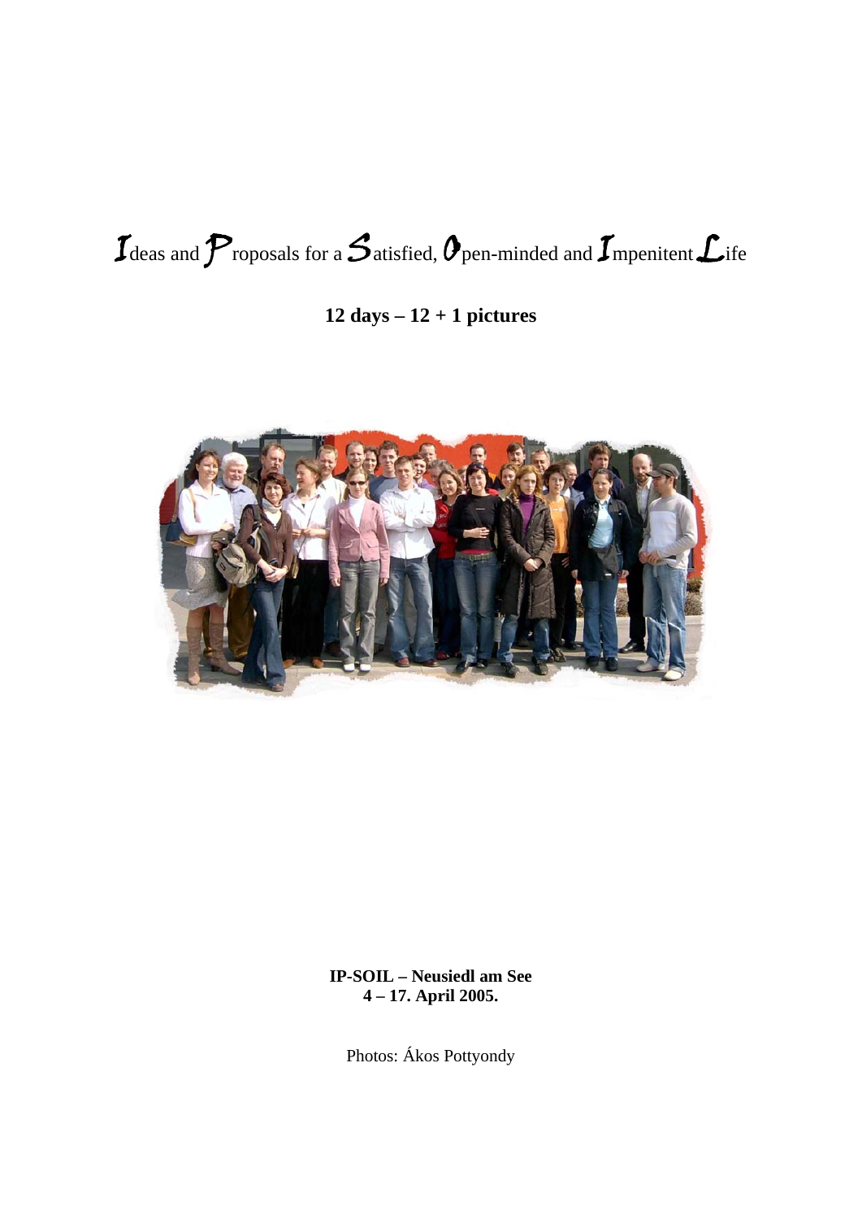# Ideas and Proposals for a Satisfied, Open-minded and Impenitent Life

**12 days – 12 + 1 pictures**

**IP-SOIL – Neusiedl am See**
**4 – 17. April 2005.**

Photos: Ákos Pottyondy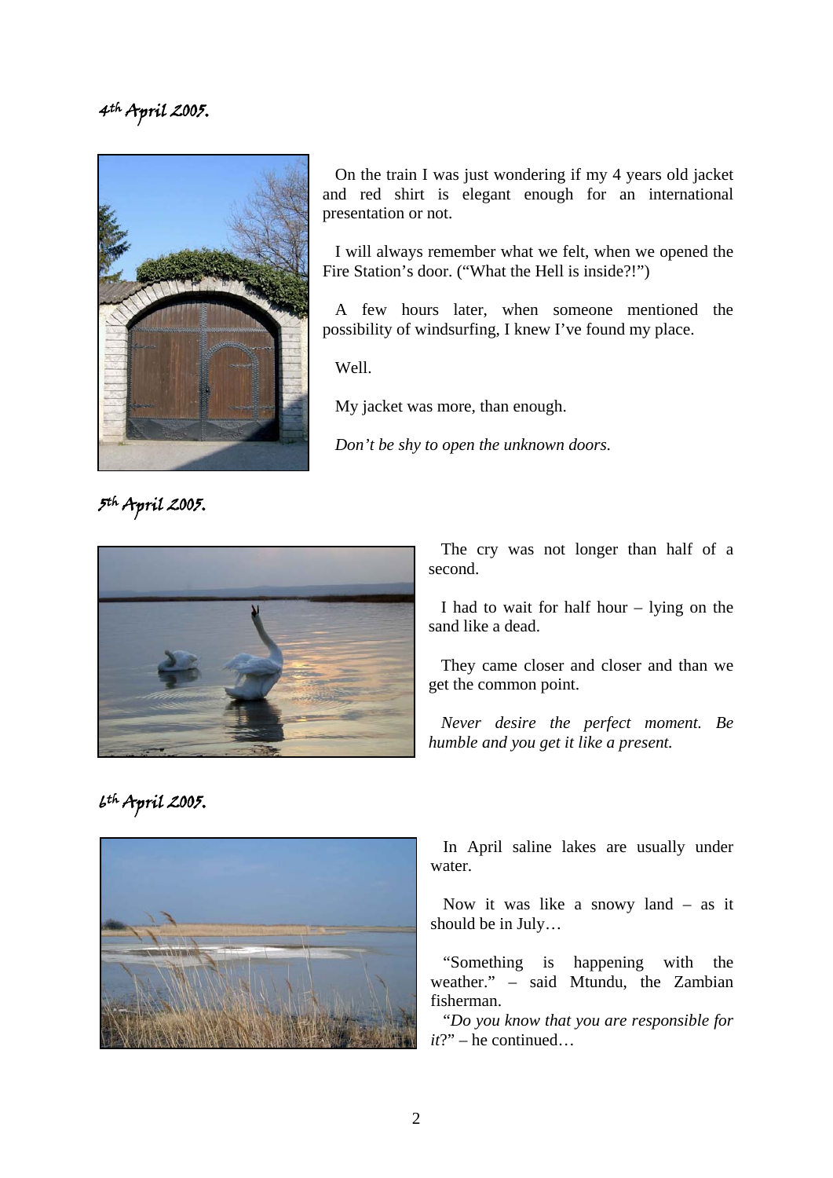## 4th April 2005.

On the train I was just wondering if my 4 years old jacket and red shirt is elegant enough for an international presentation or not.

I will always remember what we felt, when we opened the Fire Station's door. ("What the Hell is inside?!")

A few hours later, when someone mentioned the possibility of windsurfing, I knew I've found my place.

Well.

My jacket was more, than enough.

*Don't be shy to open the unknown doors.*

## 5th April 2005.

The cry was not longer than half of a second.

I had to wait for half hour – lying on the sand like a dead.

They came closer and closer and than we get the common point.

*Never desire the perfect moment. Be humble and you get it like a present.*

## 6th April 2005.

In April saline lakes are usually under water.

Now it was like a snowy land – as it should be in July…

"Something is happening with the weather." – said Mtundu, the Zambian fisherman.

"*Do you know that you are responsible for it*?" – he continued…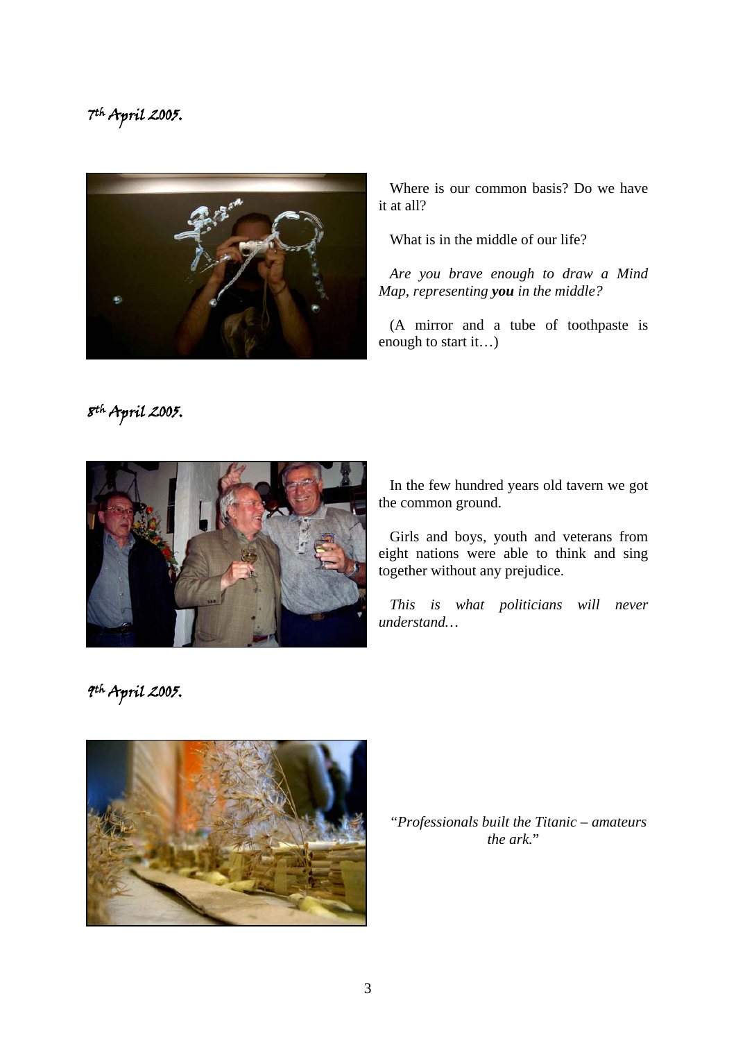## 7th April 2005.

Where is our common basis? Do we have it at all?

What is in the middle of our life?

*Are you brave enough to draw a Mind Map, representing **you** in the middle?*

(A mirror and a tube of toothpaste is enough to start it…)

## 8th April 2005.

In the few hundred years old tavern we got the common ground.

Girls and boys, youth and veterans from eight nations were able to think and sing together without any prejudice.

*This is what politicians will never understand…*

## 9th April 2005.

"*Professionals built the Titanic – amateurs the ark.*"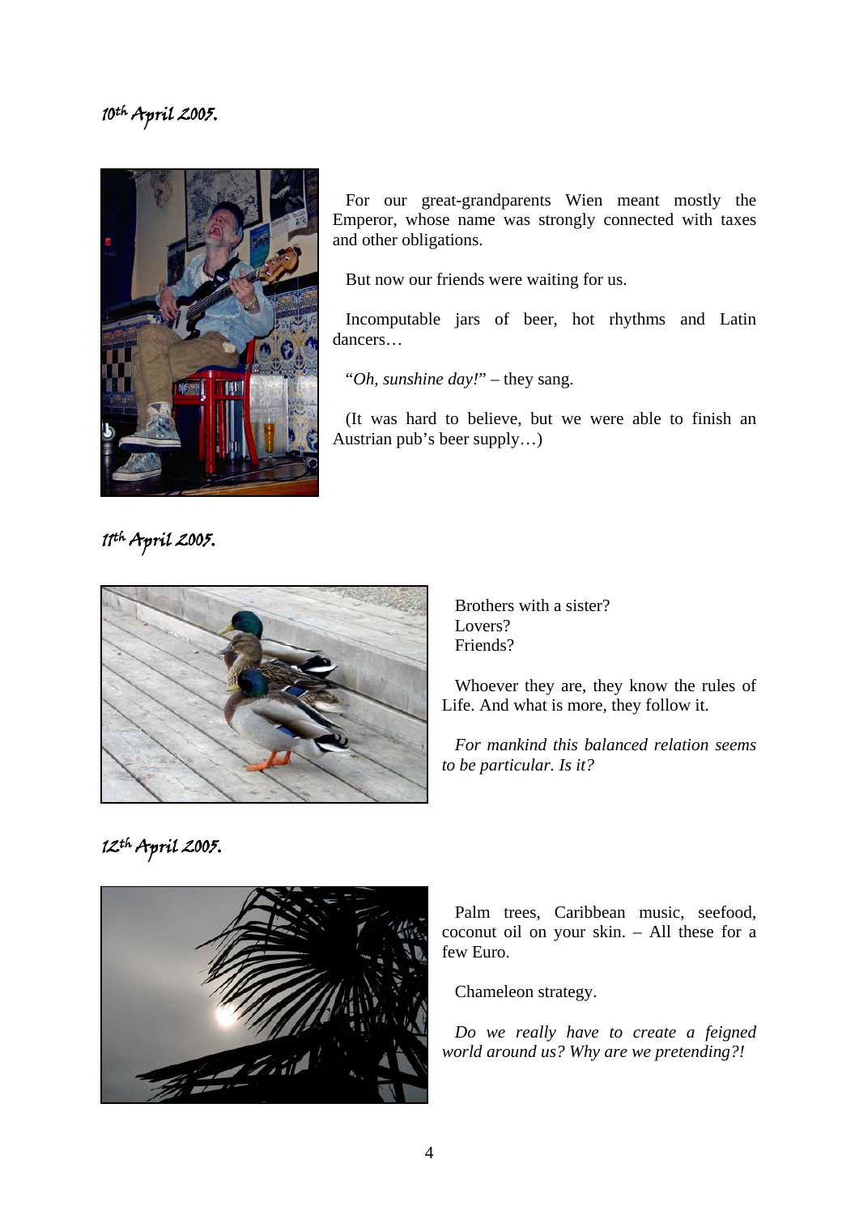## 10th April 2005.

For our great-grandparents Wien meant mostly the Emperor, whose name was strongly connected with taxes and other obligations.

But now our friends were waiting for us.

Incomputable jars of beer, hot rhythms and Latin dancers…

"*Oh, sunshine day!*" – they sang.

(It was hard to believe, but we were able to finish an Austrian pub's beer supply…)

## 11th April 2005.

Brothers with a sister?
Lovers?
Friends?

Whoever they are, they know the rules of Life. And what is more, they follow it.

*For mankind this balanced relation seems to be particular. Is it?*

## 12th April 2005.

Palm trees, Caribbean music, seefood, coconut oil on your skin. – All these for a few Euro.

Chameleon strategy.

*Do we really have to create a feigned world around us? Why are we pretending?!*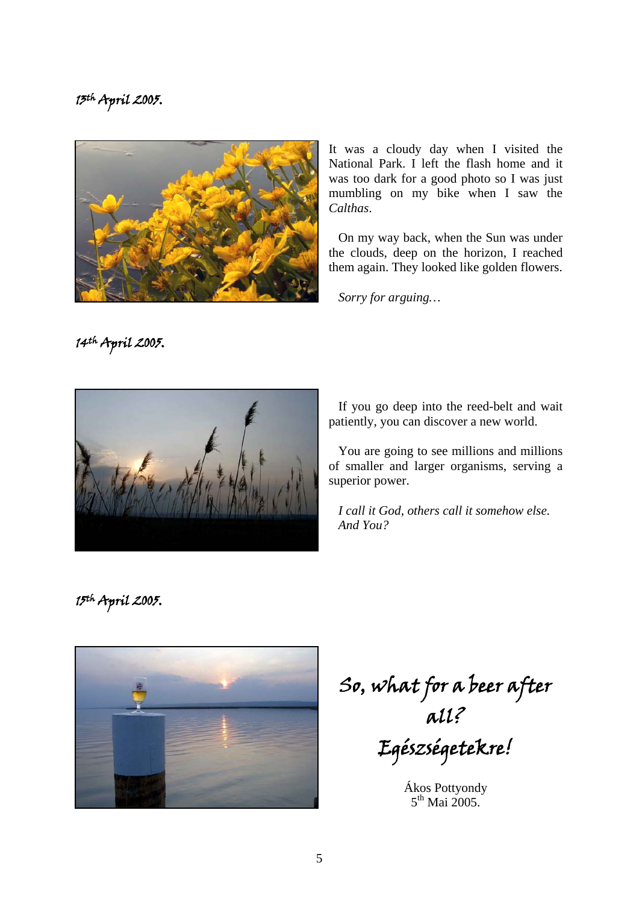### 13th April 2005.

It was a cloudy day when I visited the National Park. I left the flash home and it was too dark for a good photo so I was just mumbling on my bike when I saw the *Calthas*.

On my way back, when the Sun was under the clouds, deep on the horizon, I reached them again. They looked like golden flowers.

*Sorry for arguing…*

### 14th April 2005.

If you go deep into the reed-belt and wait patiently, you can discover a new world.

You are going to see millions and millions of smaller and larger organisms, serving a superior power.

*I call it God, others call it somehow else. And You?*

### 15th April 2005.

*So, what for a beer after all?*

*Egészségetekre!*

Ákos Pottyondy
5th Mai 2005.